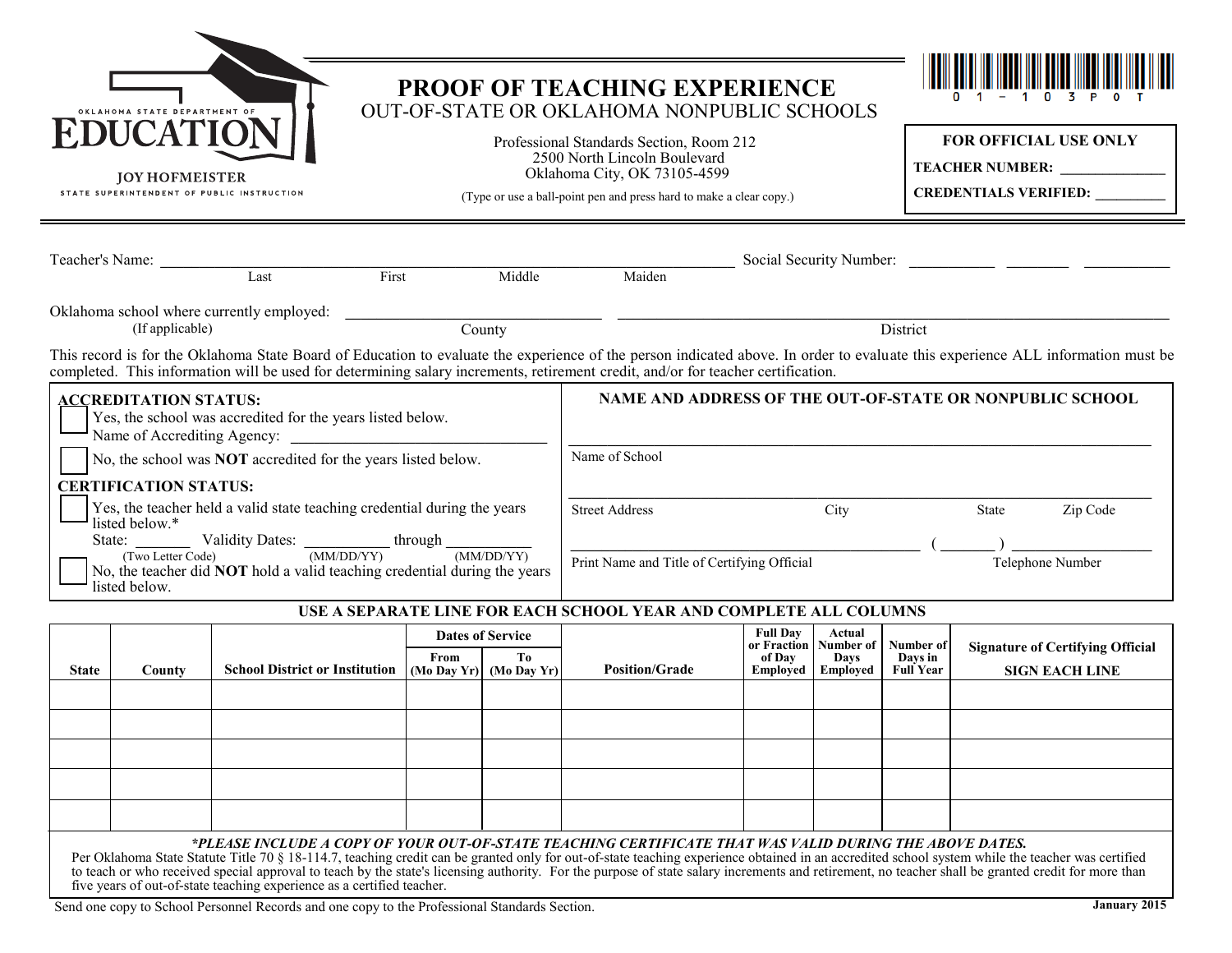OKLAHOMA STATE DEPARTMENT OF

**EDUCATION**

**JOY HOFMEISTER**

STATE SUPERINTENDENT OF PUBLIC INSTRUCTION

# PROOF OF TEACHING EXPERIENCE

## OUT-OF-STATE OR OKLAHOMA NONPUBLIC SCHOOLS

01-103POT

Professional Standards Section, Room 212
2500 North Lincoln Boulevard
Oklahoma City, OK 73105-4599

(Type or use a ball-point pen and press hard to make a clear copy.)

**FOR OFFICIAL USE ONLY**

**TEACHER NUMBER:** ______________

**CREDENTIALS VERIFIED:** __________

Teacher's Name: ____________________________________________ Social Security Number: ________ ______ ________
Last First Middle Maiden

Oklahoma school where currently employed: ______________________ ______________________________________
(If applicable) County District

This record is for the Oklahoma State Board of Education to evaluate the experience of the person indicated above. In order to evaluate this experience ALL information must be completed. This information will be used for determining salary increments, retirement credit, and/or for teacher certification.

**ACCREDITATION STATUS:**

☐ Yes, the school was accredited for the years listed below.
Name of Accrediting Agency: ______________________________

☐ No, the school was **NOT** accredited for the years listed below.

**CERTIFICATION STATUS:**

☐ Yes, the teacher held a valid state teaching credential during the years listed below.*
State: _______ Validity Dates: __________ through __________
(Two Letter Code) (MM/DD/YY) (MM/DD/YY)

☐ No, the teacher did **NOT** hold a valid teaching credential during the years listed below.

**NAME AND ADDRESS OF THE OUT-OF-STATE OR NONPUBLIC SCHOOL**

______________________________________________________________
Name of School

______________________________________________________________
Street Address City State Zip Code

____________________________________________ ( _______ ) __________________
Print Name and Title of Certifying Official Telephone Number

**USE A SEPARATE LINE FOR EACH SCHOOL YEAR AND COMPLETE ALL COLUMNS**

| State | County | School District or Institution | Dates of Service | | Position/Grade | Full Day or Fraction of Day Employed | Actual Number of Days Employed | Number of Days in Full Year | Signature of Certifying Official SIGN EACH LINE |
|---|---|---|---|---|---|---|---|---|---|
| | | | From (Mo Day Yr) | To (Mo Day Yr) | | | | | |
| | | | | | | | | | |
| | | | | | | | | | |
| | | | | | | | | | |
| | | | | | | | | | |
| | | | | | | | | | |

***PLEASE INCLUDE A COPY OF YOUR OUT-OF-STATE TEACHING CERTIFICATE THAT WAS VALID DURING THE ABOVE DATES.**

Per Oklahoma State Statute Title 70 § 18-114.7, teaching credit can be granted only for out-of-state teaching experience obtained in an accredited school system while the teacher was certified to teach or who received special approval to teach by the state's licensing authority. For the purpose of state salary increments and retirement, no teacher shall be granted credit for more than five years of out-of-state teaching experience as a certified teacher.

Send one copy to School Personnel Records and one copy to the Professional Standards Section.

**January 2015**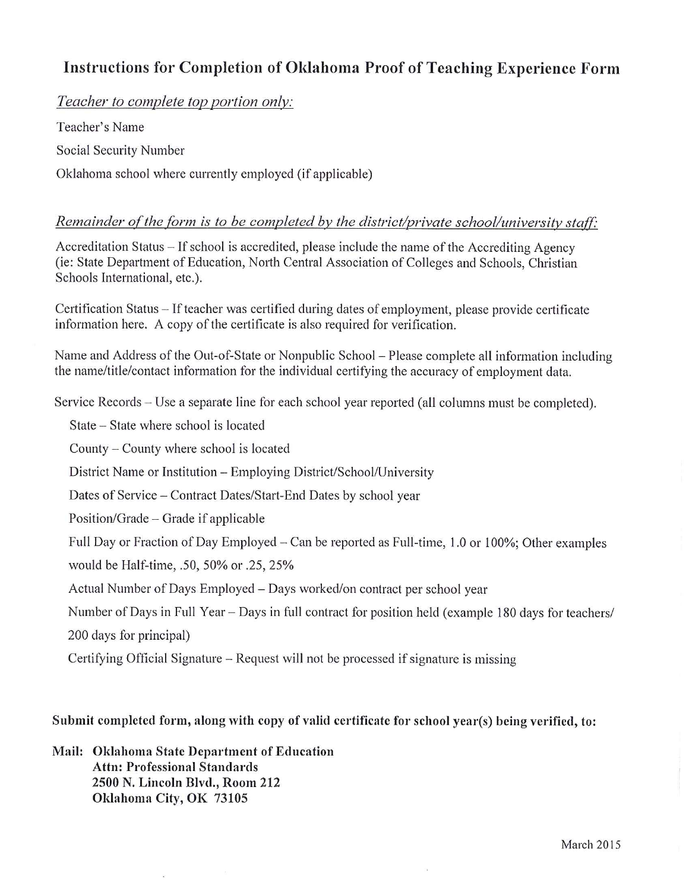## Instructions for Completion of Oklahoma Proof of Teaching Experience Form

*Teacher to complete top portion only:*

Teacher's Name

Social Security Number

Oklahoma school where currently employed (if applicable)

*Remainder of the form is to be completed by the district/private school/university staff:*

Accreditation Status – If school is accredited, please include the name of the Accrediting Agency (ie: State Department of Education, North Central Association of Colleges and Schools, Christian Schools International, etc.).

Certification Status – If teacher was certified during dates of employment, please provide certificate information here. A copy of the certificate is also required for verification.

Name and Address of the Out-of-State or Nonpublic School – Please complete all information including the name/title/contact information for the individual certifying the accuracy of employment data.

Service Records – Use a separate line for each school year reported (all columns must be completed).

- State – State where school is located
- County – County where school is located
- District Name or Institution – Employing District/School/University
- Dates of Service – Contract Dates/Start-End Dates by school year
- Position/Grade – Grade if applicable
- Full Day or Fraction of Day Employed – Can be reported as Full-time, 1.0 or 100%; Other examples would be Half-time, .50, 50% or .25, 25%
- Actual Number of Days Employed – Days worked/on contract per school year
- Number of Days in Full Year – Days in full contract for position held (example 180 days for teachers/ 200 days for principal)
- Certifying Official Signature – Request will not be processed if signature is missing

**Submit completed form, along with copy of valid certificate for school year(s) being verified, to:**

**Mail: Oklahoma State Department of Education**
**Attn: Professional Standards**
**2500 N. Lincoln Blvd., Room 212**
**Oklahoma City, OK 73105**

March 2015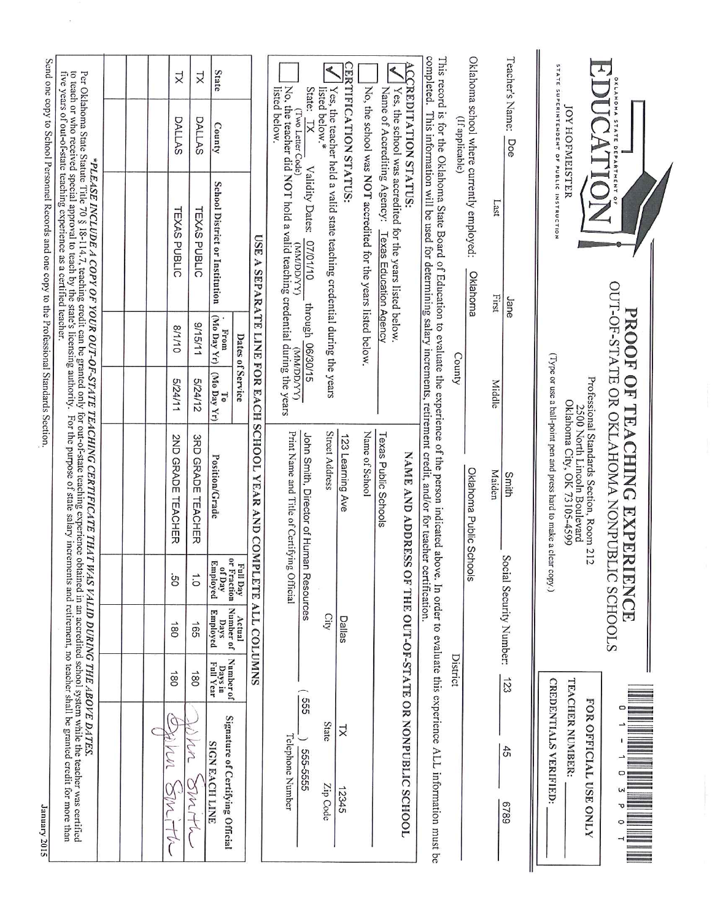**OKLAHOMA STATE DEPARTMENT OF EDUCATION**

JOY HOFMEISTER
STATE SUPERINTENDENT OF PUBLIC INSTRUCTION

# PROOF OF TEACHING EXPERIENCE

## OUT-OF-STATE OR OKLAHOMA NONPUBLIC SCHOOLS

Professional Standards Section, Room 212
2500 North Lincoln Boulevard
Oklahoma City, OK 73105-4599

(Type or use a ball-point pen and press hard to make a clear copy.)

0 1 - 1 0 3 P O T

**FOR OFFICIAL USE ONLY**

TEACHER NUMBER: \_\_\_\_\_\_\_\_

CREDENTIALS VERIFIED: \_\_\_\_\_\_\_\_

Teacher's Name: Doe (Last) Jane (First) \_\_\_\_ (Middle) Smith (Maiden) Social Security Number: 123 45 6789

Oklahoma school where currently employed: (If applicable) Oklahoma (County) Oklahoma Public Schools (District)

This record is for the Oklahoma State Board of Education to evaluate the experience of the person indicated above. In order to evaluate this experience ALL information must be completed. This information will be used for determining salary increments, retirement credit, and/or for teacher certification.

**ACCREDITATION STATUS:**

☑ Yes, the school was accredited for the years listed below.
Name of Accrediting Agency: Texas Education Agency

☐ No, the school was **NOT** accredited for the years listed below.

**CERTIFICATION STATUS:**

☑ Yes, the teacher held a valid state teaching credential during the years listed below.*
State: TX (Two Letter Code) Validity Dates: 07/01/10 (MM/DD/YY) through 06/30/15 (MM/DD/YY)

☐ No, the teacher did **NOT** hold a valid teaching credential during the years listed below.

**NAME AND ADDRESS OF THE OUT-OF-STATE OR NONPUBLIC SCHOOL**

Texas Public Schools
Name of School

123 Learning Ave (Street Address) Dallas (City) TX (State) 12345 (Zip Code)

John Smith, Director of Human Resources
Print Name and Title of Certifying Official

( 555 ) 555-5555
Telephone Number

**USE A SEPARATE LINE FOR EACH SCHOOL YEAR AND COMPLETE ALL COLUMNS**

| State | County | School District or Institution | Dates of Service From (Mo Day Yr) | Dates of Service To (Mo Day Yr) | Position/Grade | Full Day or Fraction of Day Employed | Actual Number of Days Employed | Number of Days in Full Year | Signature of Certifying Official SIGN EACH LINE |
|---|---|---|---|---|---|---|---|---|---|
| TX | DALLAS | TEXAS PUBLIC | 9/15/11 | 5/24/12 | 3RD GRADE TEACHER | 1.0 | 165 | 180 | John Smith |
| TX | DALLAS | TEXAS PUBLIC | 8/1/10 | 5/24/11 | 2ND GRADE TEACHER | .50 | 180 | 180 | John Smith |
| | | | | | | | | | |
| | | | | | | | | | |
| | | | | | | | | | |
| | | | | | | | | | |

***PLEASE INCLUDE A COPY OF YOUR OUT-OF-STATE TEACHING CERTIFICATE THAT WAS VALID DURING THE ABOVE DATES.**

Per Oklahoma State Statute Title 70 § 18-114.7, teaching credit can be granted only for out-of-state teaching experience obtained in an accredited school system while the teacher was certified to teach or who received special approval to teach by the state's licensing authority. For the purpose of state salary increments and retirement, no teacher shall be granted credit for more than five years of out-of-state teaching experience as a certified teacher.

Send one copy to School Personnel Records and one copy to the Professional Standards Section.

January 2015